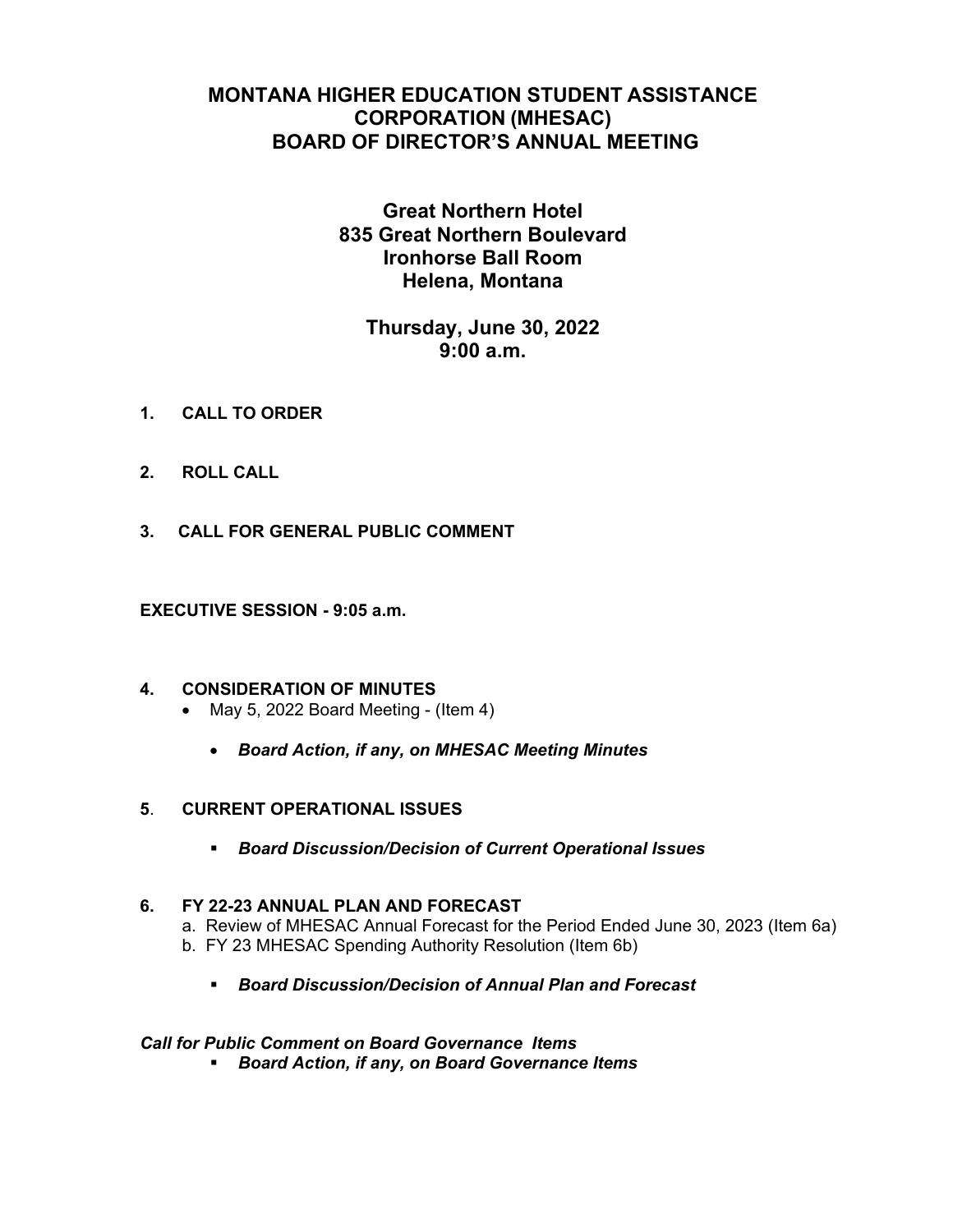# MONTANA HIGHER EDUCATION STUDENT ASSISTANCE CORPORATION (MHESAC) BOARD OF DIRECTOR'S ANNUAL MEETING

## Great Northern Hotel
## 835 Great Northern Boulevard
## Ironhorse Ball Room
## Helena, Montana

## Thursday, June 30, 2022
## 9:00 a.m.

**1. CALL TO ORDER**

**2. ROLL CALL**

**3. CALL FOR GENERAL PUBLIC COMMENT**

**EXECUTIVE SESSION - 9:05 a.m.**

**4. CONSIDERATION OF MINUTES**

- May 5, 2022 Board Meeting - (Item 4)
  - ***Board Action, if any, on MHESAC Meeting Minutes***

**5. CURRENT OPERATIONAL ISSUES**

- ***Board Discussion/Decision of Current Operational Issues***

**6. FY 22-23 ANNUAL PLAN AND FORECAST**

a. Review of MHESAC Annual Forecast for the Period Ended June 30, 2023 (Item 6a)
b. FY 23 MHESAC Spending Authority Resolution (Item 6b)

- ***Board Discussion/Decision of Annual Plan and Forecast***

***Call for Public Comment on Board Governance Items***

- ***Board Action, if any, on Board Governance Items***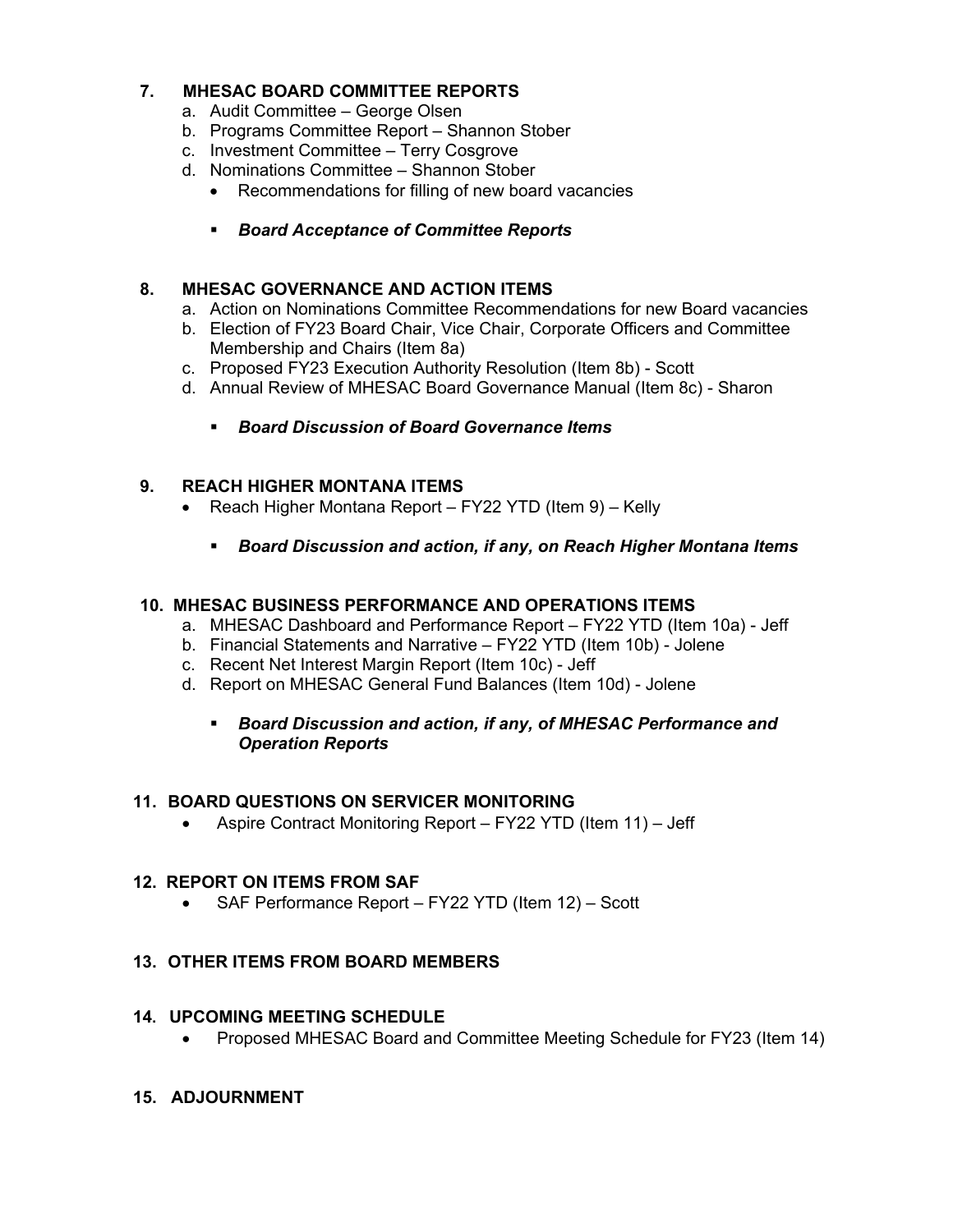## 7. MHESAC BOARD COMMITTEE REPORTS

a. Audit Committee – George Olsen
b. Programs Committee Report – Shannon Stober
c. Investment Committee – Terry Cosgrove
d. Nominations Committee – Shannon Stober
   - Recommendations for filling of new board vacancies

   - ***Board Acceptance of Committee Reports***

## 8. MHESAC GOVERNANCE AND ACTION ITEMS

a. Action on Nominations Committee Recommendations for new Board vacancies
b. Election of FY23 Board Chair, Vice Chair, Corporate Officers and Committee Membership and Chairs (Item 8a)
c. Proposed FY23 Execution Authority Resolution (Item 8b) - Scott
d. Annual Review of MHESAC Board Governance Manual (Item 8c) - Sharon

   - ***Board Discussion of Board Governance Items***

## 9. REACH HIGHER MONTANA ITEMS

- Reach Higher Montana Report – FY22 YTD (Item 9) – Kelly

   - ***Board Discussion and action, if any, on Reach Higher Montana Items***

## 10. MHESAC BUSINESS PERFORMANCE AND OPERATIONS ITEMS

a. MHESAC Dashboard and Performance Report – FY22 YTD (Item 10a) - Jeff
b. Financial Statements and Narrative – FY22 YTD (Item 10b) - Jolene
c. Recent Net Interest Margin Report (Item 10c) - Jeff
d. Report on MHESAC General Fund Balances (Item 10d) - Jolene

   - ***Board Discussion and action, if any, of MHESAC Performance and Operation Reports***

## 11. BOARD QUESTIONS ON SERVICER MONITORING

- Aspire Contract Monitoring Report – FY22 YTD (Item 11) – Jeff

## 12. REPORT ON ITEMS FROM SAF

- SAF Performance Report – FY22 YTD (Item 12) – Scott

## 13. OTHER ITEMS FROM BOARD MEMBERS

## 14. UPCOMING MEETING SCHEDULE

- Proposed MHESAC Board and Committee Meeting Schedule for FY23 (Item 14)

## 15. ADJOURNMENT